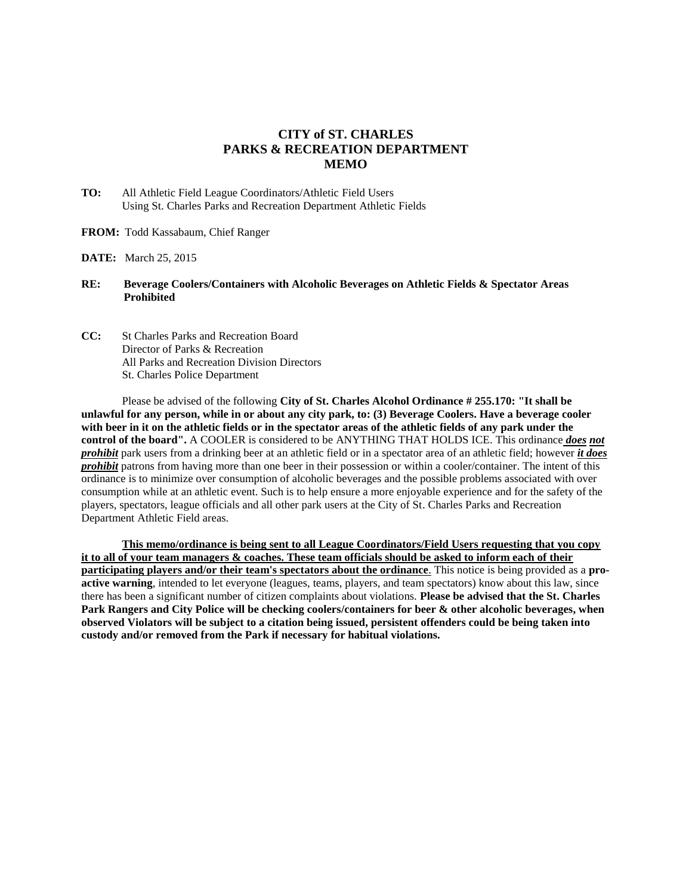# CITY of ST. CHARLES
# PARKS & RECREATION DEPARTMENT
# MEMO

**TO:** All Athletic Field League Coordinators/Athletic Field Users Using St. Charles Parks and Recreation Department Athletic Fields

**FROM:** Todd Kassabaum, Chief Ranger

**DATE:** March 25, 2015

**RE:** **Beverage Coolers/Containers with Alcoholic Beverages on Athletic Fields & Spectator Areas Prohibited**

**CC:** St Charles Parks and Recreation Board
Director of Parks & Recreation
All Parks and Recreation Division Directors
St. Charles Police Department

Please be advised of the following **City of St. Charles Alcohol Ordinance # 255.170: "It shall be unlawful for any person, while in or about any city park, to: (3) Beverage Coolers. Have a beverage cooler with beer in it on the athletic fields or in the spectator areas of the athletic fields of any park under the control of the board".** A COOLER is considered to be ANYTHING THAT HOLDS ICE. This ordinance ***does not prohibit*** park users from a drinking beer at an athletic field or in a spectator area of an athletic field; however ***it does prohibit*** patrons from having more than one beer in their possession or within a cooler/container. The intent of this ordinance is to minimize over consumption of alcoholic beverages and the possible problems associated with over consumption while at an athletic event. Such is to help ensure a more enjoyable experience and for the safety of the players, spectators, league officials and all other park users at the City of St. Charles Parks and Recreation Department Athletic Field areas.

**This memo/ordinance is being sent to all League Coordinators/Field Users requesting that you copy it to all of your team managers & coaches. These team officials should be asked to inform each of their participating players and/or their team's spectators about the ordinance**. This notice is being provided as a **pro-active warning**, intended to let everyone (leagues, teams, players, and team spectators) know about this law, since there has been a significant number of citizen complaints about violations. **Please be advised that the St. Charles Park Rangers and City Police will be checking coolers/containers for beer & other alcoholic beverages, when observed Violators will be subject to a citation being issued, persistent offenders could be being taken into custody and/or removed from the Park if necessary for habitual violations.**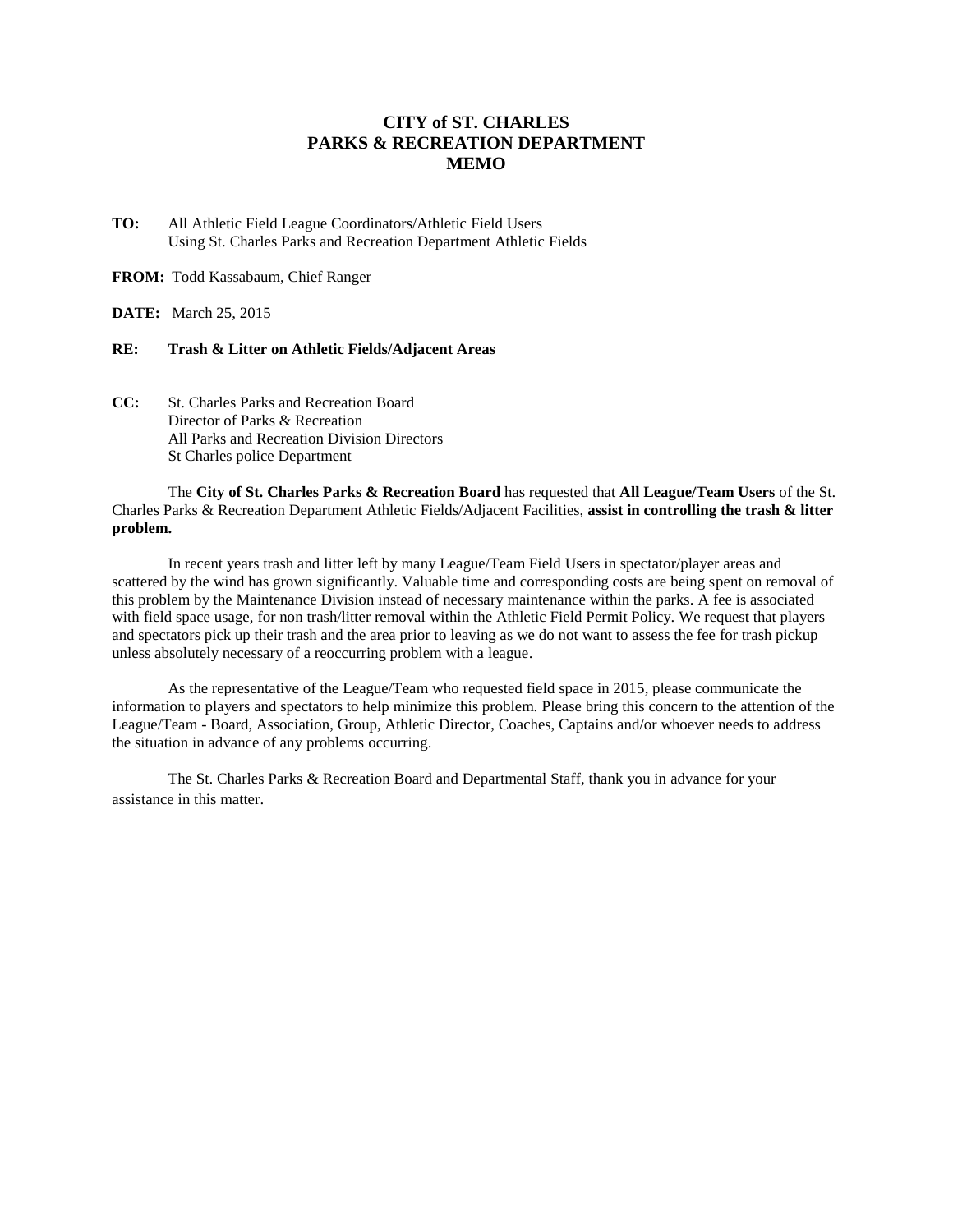# CITY of ST. CHARLES
# PARKS & RECREATION DEPARTMENT
# MEMO

**TO:** All Athletic Field League Coordinators/Athletic Field Users
Using St. Charles Parks and Recreation Department Athletic Fields

**FROM:** Todd Kassabaum, Chief Ranger

**DATE:** March 25, 2015

**RE:** **Trash & Litter on Athletic Fields/Adjacent Areas**

**CC:** St. Charles Parks and Recreation Board
Director of Parks & Recreation
All Parks and Recreation Division Directors
St Charles police Department

The **City of St. Charles Parks & Recreation Board** has requested that **All League/Team Users** of the St. Charles Parks & Recreation Department Athletic Fields/Adjacent Facilities, **assist in controlling the trash & litter problem.**

In recent years trash and litter left by many League/Team Field Users in spectator/player areas and scattered by the wind has grown significantly. Valuable time and corresponding costs are being spent on removal of this problem by the Maintenance Division instead of necessary maintenance within the parks. A fee is associated with field space usage, for non trash/litter removal within the Athletic Field Permit Policy. We request that players and spectators pick up their trash and the area prior to leaving as we do not want to assess the fee for trash pickup unless absolutely necessary of a reoccurring problem with a league.

As the representative of the League/Team who requested field space in 2015, please communicate the information to players and spectators to help minimize this problem. Please bring this concern to the attention of the League/Team - Board, Association, Group, Athletic Director, Coaches, Captains and/or whoever needs to address the situation in advance of any problems occurring.

The St. Charles Parks & Recreation Board and Departmental Staff, thank you in advance for your assistance in this matter.